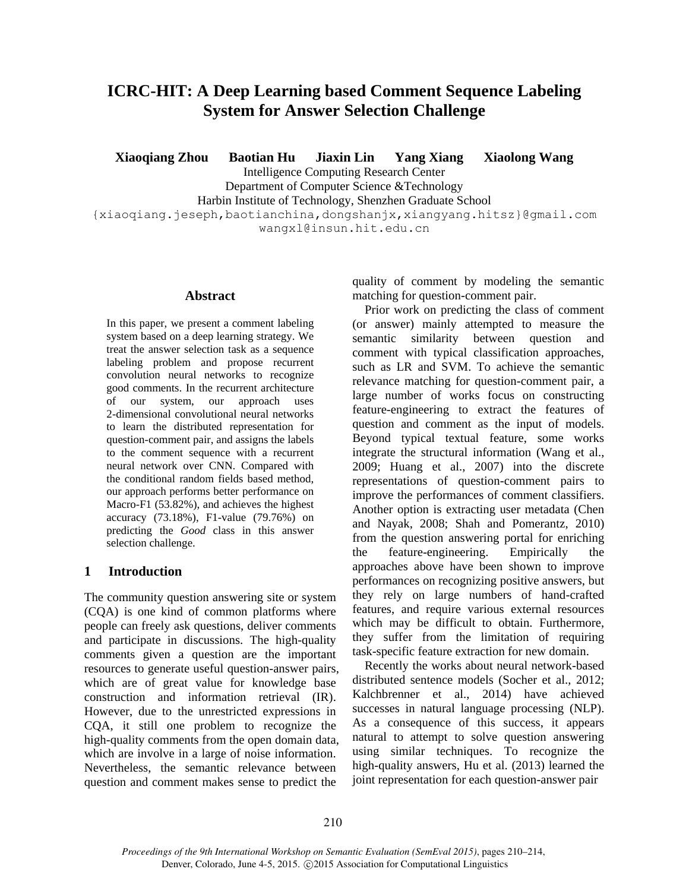# ICRC-HIT: A Deep Learning based Comment Sequence Labeling System for Answer Selection Challenge

**Xiaoqiang Zhou Baotian Hu Jiaxin Lin Yang Xiang Xiaolong Wang**

Intelligence Computing Research Center
Department of Computer Science &Technology
Harbin Institute of Technology, Shenzhen Graduate School
{xiaoqiang.jeseph,baotianchina,dongshanjx,xiangyang.hitsz}@gmail.com
wangxl@insun.hit.edu.cn

## Abstract

In this paper, we present a comment labeling system based on a deep learning strategy. We treat the answer selection task as a sequence labeling problem and propose recurrent convolution neural networks to recognize good comments. In the recurrent architecture of our system, our approach uses 2-dimensional convolutional neural networks to learn the distributed representation for question-comment pair, and assigns the labels to the comment sequence with a recurrent neural network over CNN. Compared with the conditional random fields based method, our approach performs better performance on Macro-F1 (53.82%), and achieves the highest accuracy (73.18%), F1-value (79.76%) on predicting the *Good* class in this answer selection challenge.

## 1 Introduction

The community question answering site or system (CQA) is one kind of common platforms where people can freely ask questions, deliver comments and participate in discussions. The high-quality comments given a question are the important resources to generate useful question-answer pairs, which are of great value for knowledge base construction and information retrieval (IR). However, due to the unrestricted expressions in CQA, it still one problem to recognize the high-quality comments from the open domain data, which are involve in a large of noise information. Nevertheless, the semantic relevance between question and comment makes sense to predict the quality of comment by modeling the semantic matching for question-comment pair.

Prior work on predicting the class of comment (or answer) mainly attempted to measure the semantic similarity between question and comment with typical classification approaches, such as LR and SVM. To achieve the semantic relevance matching for question-comment pair, a large number of works focus on constructing feature-engineering to extract the features of question and comment as the input of models. Beyond typical textual feature, some works integrate the structural information (Wang et al., 2009; Huang et al., 2007) into the discrete representations of question-comment pairs to improve the performances of comment classifiers. Another option is extracting user metadata (Chen and Nayak, 2008; Shah and Pomerantz, 2010) from the question answering portal for enriching the feature-engineering. Empirically the approaches above have been shown to improve performances on recognizing positive answers, but they rely on large numbers of hand-crafted features, and require various external resources which may be difficult to obtain. Furthermore, they suffer from the limitation of requiring task-specific feature extraction for new domain.

Recently the works about neural network-based distributed sentence models (Socher et al., 2012; Kalchbrenner et al., 2014) have achieved successes in natural language processing (NLP). As a consequence of this success, it appears natural to attempt to solve question answering using similar techniques. To recognize the high-quality answers, Hu et al. (2013) learned the joint representation for each question-answer pair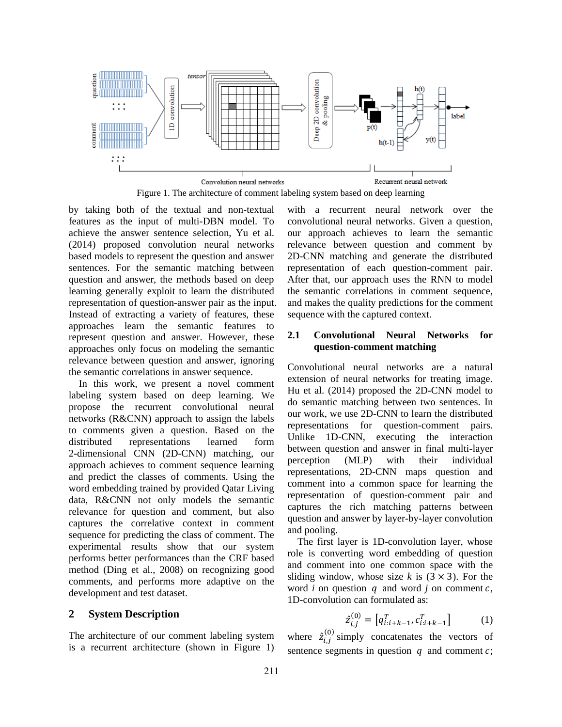Figure 1. The architecture of comment labeling system based on deep learning

by taking both of the textual and non-textual features as the input of multi-DBN model. To achieve the answer sentence selection, Yu et al. (2014) proposed convolution neural networks based models to represent the question and answer sentences. For the semantic matching between question and answer, the methods based on deep learning generally exploit to learn the distributed representation of question-answer pair as the input. Instead of extracting a variety of features, these approaches learn the semantic features to represent question and answer. However, these approaches only focus on modeling the semantic relevance between question and answer, ignoring the semantic correlations in answer sequence.

In this work, we present a novel comment labeling system based on deep learning. We propose the recurrent convolutional neural networks (R&CNN) approach to assign the labels to comments given a question. Based on the distributed representations learned form 2-dimensional CNN (2D-CNN) matching, our approach achieves to comment sequence learning and predict the classes of comments. Using the word embedding trained by provided Qatar Living data, R&CNN not only models the semantic relevance for question and comment, but also captures the correlative context in comment sequence for predicting the class of comment. The experimental results show that our system performs better performances than the CRF based method (Ding et al., 2008) on recognizing good comments, and performs more adaptive on the development and test dataset.

## 2 System Description

The architecture of our comment labeling system is a recurrent architecture (shown in Figure 1) with a recurrent neural network over the convolutional neural networks. Given a question, our approach achieves to learn the semantic relevance between question and comment by 2D-CNN matching and generate the distributed representation of each question-comment pair. After that, our approach uses the RNN to model the semantic correlations in comment sequence, and makes the quality predictions for the comment sequence with the captured context.

### 2.1 Convolutional Neural Networks for question-comment matching

Convolutional neural networks are a natural extension of neural networks for treating image. Hu et al. (2014) proposed the 2D-CNN model to do semantic matching between two sentences. In our work, we use 2D-CNN to learn the distributed representations for question-comment pairs. Unlike 1D-CNN, executing the interaction between question and answer in final multi-layer perception (MLP) with their individual representations, 2D-CNN maps question and comment into a common space for learning the representation of question-comment pair and captures the rich matching patterns between question and answer by layer-by-layer convolution and pooling.

The first layer is 1D-convolution layer, whose role is converting word embedding of question and comment into one common space with the sliding window, whose size $k$ is $(3 \times 3)$. For the word $i$ on question $q$ and word $j$ on comment $c$, 1D-convolution can formulated as:

$$\hat{z}_{i,j}^{(0)} = [q_{i:i+k-1}^T, c_{i:i+k-1}^T] \quad (1)$$

where $\hat{z}_{i,j}^{(0)}$ simply concatenates the vectors of sentence segments in question $q$ and comment $c$;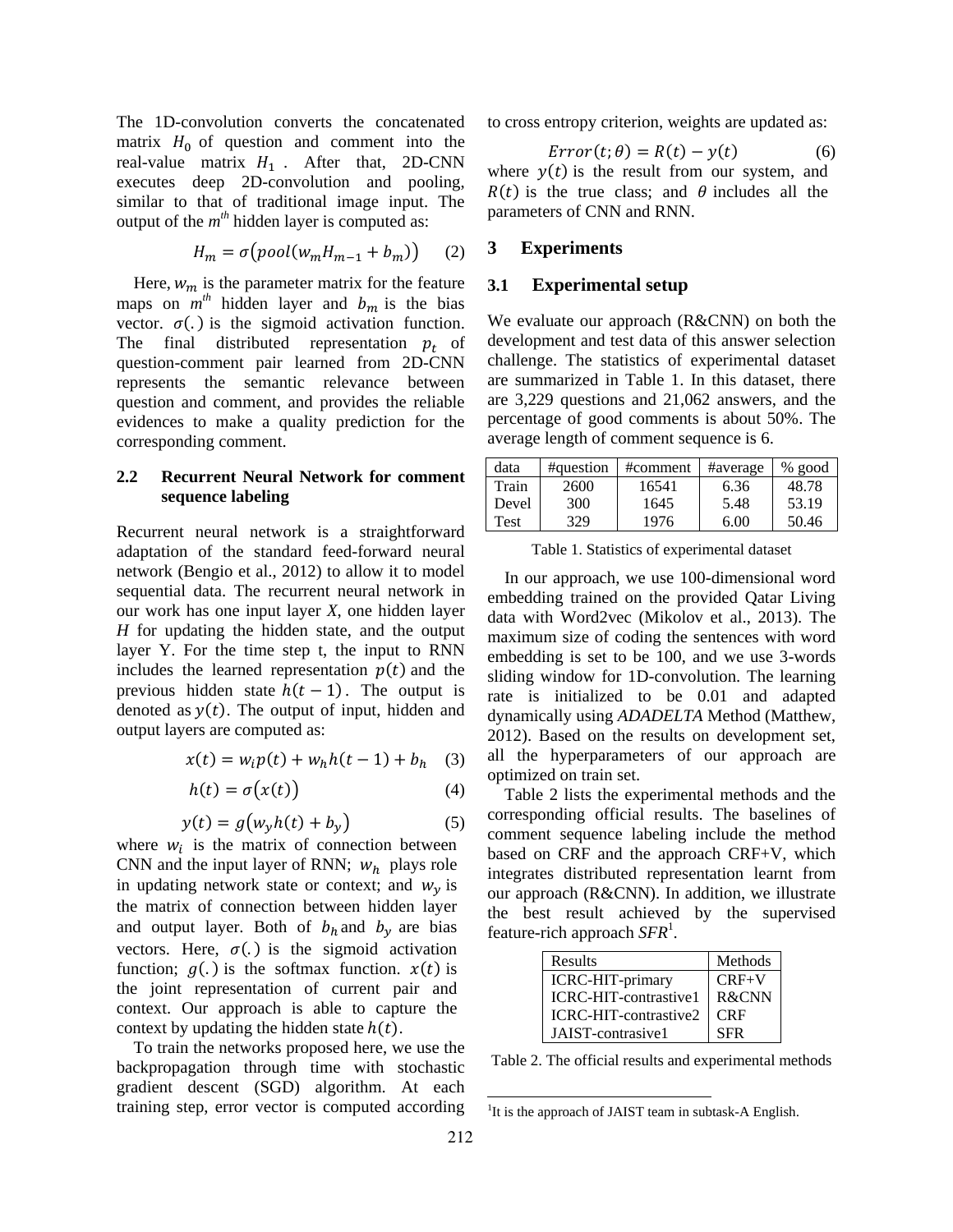The 1D-convolution converts the concatenated matrix $H_0$ of question and comment into the real-value matrix $H_1$ . After that, 2D-CNN executes deep 2D-convolution and pooling, similar to that of traditional image input. The output of the $m^{th}$ hidden layer is computed as:

$$H_m = \sigma\big(pool(w_m H_{m-1} + b_m)\big) \quad (2)$$

Here, $w_m$ is the parameter matrix for the feature maps on $m^{th}$ hidden layer and $b_m$ is the bias vector. $\sigma(.)$ is the sigmoid activation function. The final distributed representation $p_t$ of question-comment pair learned from 2D-CNN represents the semantic relevance between question and comment, and provides the reliable evidences to make a quality prediction for the corresponding comment.

### 2.2 Recurrent Neural Network for comment sequence labeling

Recurrent neural network is a straightforward adaptation of the standard feed-forward neural network (Bengio et al., 2012) to allow it to model sequential data. The recurrent neural network in our work has one input layer *X*, one hidden layer *H* for updating the hidden state, and the output layer Y. For the time step t, the input to RNN includes the learned representation $p(t)$ and the previous hidden state $h(t-1)$. The output is denoted as $y(t)$. The output of input, hidden and output layers are computed as:

$$x(t) = w_i p(t) + w_h h(t-1) + b_h \quad (3)$$

$$h(t) = \sigma\big(x(t)\big) \quad (4)$$

$$y(t) = g\big(w_y h(t) + b_y\big) \quad (5)$$

where $w_i$ is the matrix of connection between CNN and the input layer of RNN; $w_h$ plays role in updating network state or context; and $w_y$ is the matrix of connection between hidden layer and output layer. Both of $b_h$ and $b_y$ are bias vectors. Here, $\sigma(.)$ is the sigmoid activation function; $g(.)$ is the softmax function. $x(t)$ is the joint representation of current pair and context. Our approach is able to capture the context by updating the hidden state $h(t)$.

To train the networks proposed here, we use the backpropagation through time with stochastic gradient descent (SGD) algorithm. At each training step, error vector is computed according to cross entropy criterion, weights are updated as:

$$Error(t;\theta) = R(t) - y(t) \quad (6)$$

where $y(t)$ is the result from our system, and $R(t)$ is the true class; and $\theta$ includes all the parameters of CNN and RNN.

## 3 Experiments

### 3.1 Experimental setup

We evaluate our approach (R&CNN) on both the development and test data of this answer selection challenge. The statistics of experimental dataset are summarized in Table 1. In this dataset, there are 3,229 questions and 21,062 answers, and the percentage of good comments is about 50%. The average length of comment sequence is 6.

| data | #question | #comment | #average | % good |
|---|---|---|---|---|
| Train | 2600 | 16541 | 6.36 | 48.78 |
| Devel | 300 | 1645 | 5.48 | 53.19 |
| Test | 329 | 1976 | 6.00 | 50.46 |

Table 1. Statistics of experimental dataset

In our approach, we use 100-dimensional word embedding trained on the provided Qatar Living data with Word2vec (Mikolov et al., 2013). The maximum size of coding the sentences with word embedding is set to be 100, and we use 3-words sliding window for 1D-convolution. The learning rate is initialized to be 0.01 and adapted dynamically using *ADADELTA* Method (Matthew, 2012). Based on the results on development set, all the hyperparameters of our approach are optimized on train set.

Table 2 lists the experimental methods and the corresponding official results. The baselines of comment sequence labeling include the method based on CRF and the approach CRF+V, which integrates distributed representation learnt from our approach (R&CNN). In addition, we illustrate the best result achieved by the supervised feature-rich approach *SFR*[1].

| Results | Methods |
|---|---|
| ICRC-HIT-primary | CRF+V |
| ICRC-HIT-contrastive1 | R&CNN |
| ICRC-HIT-contrastive2 | CRF |
| JAIST-contrasive1 | SFR |

Table 2. The official results and experimental methods

[1] It is the approach of JAIST team in subtask-A English.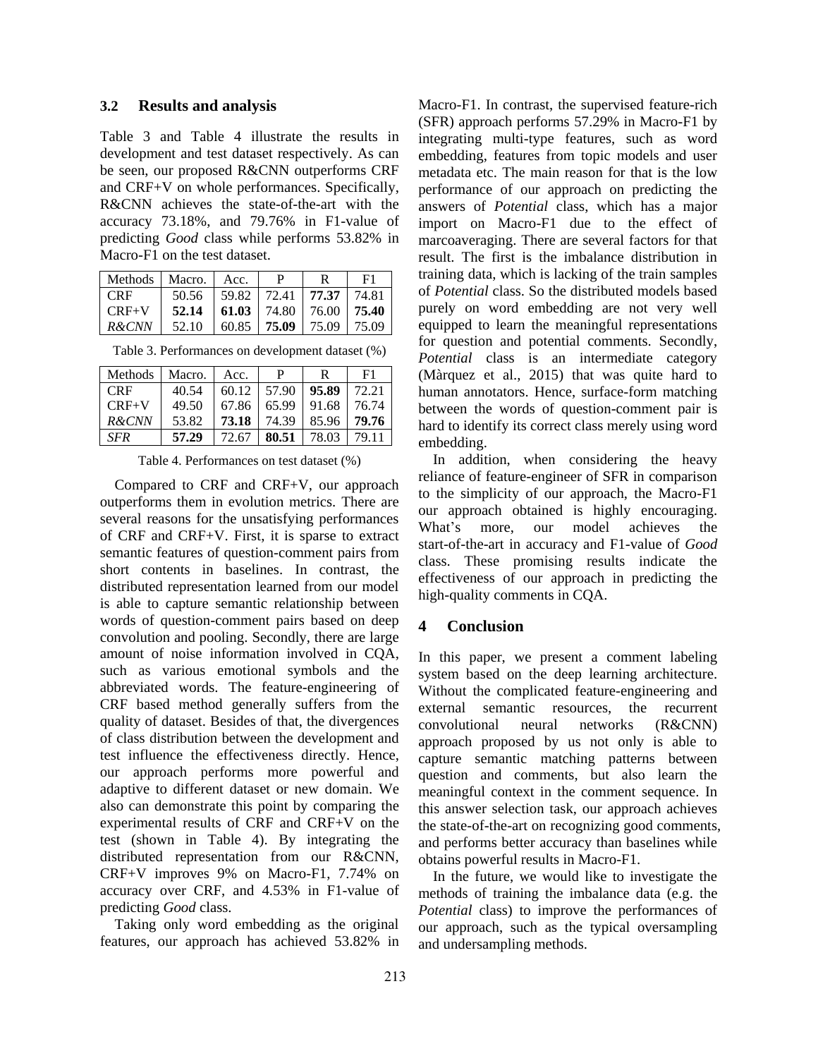### 3.2 Results and analysis

Table 3 and Table 4 illustrate the results in development and test dataset respectively. As can be seen, our proposed R&CNN outperforms CRF and CRF+V on whole performances. Specifically, R&CNN achieves the state-of-the-art with the accuracy 73.18%, and 79.76% in F1-value of predicting *Good* class while performs 53.82% in Macro-F1 on the test dataset.

| Methods | Macro. | Acc. | P | R | F1 |
|---|---|---|---|---|---|
| CRF | 50.56 | 59.82 | 72.41 | **77.37** | 74.81 |
| CRF+V | **52.14** | **61.03** | 74.80 | 76.00 | **75.40** |
| *R&CNN* | 52.10 | 60.85 | **75.09** | 75.09 | 75.09 |

Table 3. Performances on development dataset (%)

| Methods | Macro. | Acc. | P | R | F1 |
|---|---|---|---|---|---|
| CRF | 40.54 | 60.12 | 57.90 | **95.89** | 72.21 |
| CRF+V | 49.50 | 67.86 | 65.99 | 91.68 | 76.74 |
| *R&CNN* | 53.82 | **73.18** | 74.39 | 85.96 | **79.76** |
| *SFR* | **57.29** | 72.67 | **80.51** | 78.03 | 79.11 |

Table 4. Performances on test dataset (%)

Compared to CRF and CRF+V, our approach outperforms them in evolution metrics. There are several reasons for the unsatisfying performances of CRF and CRF+V. First, it is sparse to extract semantic features of question-comment pairs from short contents in baselines. In contrast, the distributed representation learned from our model is able to capture semantic relationship between words of question-comment pairs based on deep convolution and pooling. Secondly, there are large amount of noise information involved in CQA, such as various emotional symbols and the abbreviated words. The feature-engineering of CRF based method generally suffers from the quality of dataset. Besides of that, the divergences of class distribution between the development and test influence the effectiveness directly. Hence, our approach performs more powerful and adaptive to different dataset or new domain. We also can demonstrate this point by comparing the experimental results of CRF and CRF+V on the test (shown in Table 4). By integrating the distributed representation from our R&CNN, CRF+V improves 9% on Macro-F1, 7.74% on accuracy over CRF, and 4.53% in F1-value of predicting *Good* class.

Taking only word embedding as the original features, our approach has achieved 53.82% in Macro-F1. In contrast, the supervised feature-rich (SFR) approach performs 57.29% in Macro-F1 by integrating multi-type features, such as word embedding, features from topic models and user metadata etc. The main reason for that is the low performance of our approach on predicting the answers of *Potential* class, which has a major import on Macro-F1 due to the effect of marcoaveraging. There are several factors for that result. The first is the imbalance distribution in training data, which is lacking of the train samples of *Potential* class. So the distributed models based purely on word embedding are not very well equipped to learn the meaningful representations for question and potential comments. Secondly, *Potential* class is an intermediate category (Màrquez et al., 2015) that was quite hard to human annotators. Hence, surface-form matching between the words of question-comment pair is hard to identify its correct class merely using word embedding.

In addition, when considering the heavy reliance of feature-engineer of SFR in comparison to the simplicity of our approach, the Macro-F1 our approach obtained is highly encouraging. What's more, our model achieves the start-of-the-art in accuracy and F1-value of *Good* class. These promising results indicate the effectiveness of our approach in predicting the high-quality comments in CQA.

## 4 Conclusion

In this paper, we present a comment labeling system based on the deep learning architecture. Without the complicated feature-engineering and external semantic resources, the recurrent convolutional neural networks (R&CNN) approach proposed by us not only is able to capture semantic matching patterns between question and comments, but also learn the meaningful context in the comment sequence. In this answer selection task, our approach achieves the state-of-the-art on recognizing good comments, and performs better accuracy than baselines while obtains powerful results in Macro-F1.

In the future, we would like to investigate the methods of training the imbalance data (e.g. the *Potential* class) to improve the performances of our approach, such as the typical oversampling and undersampling methods.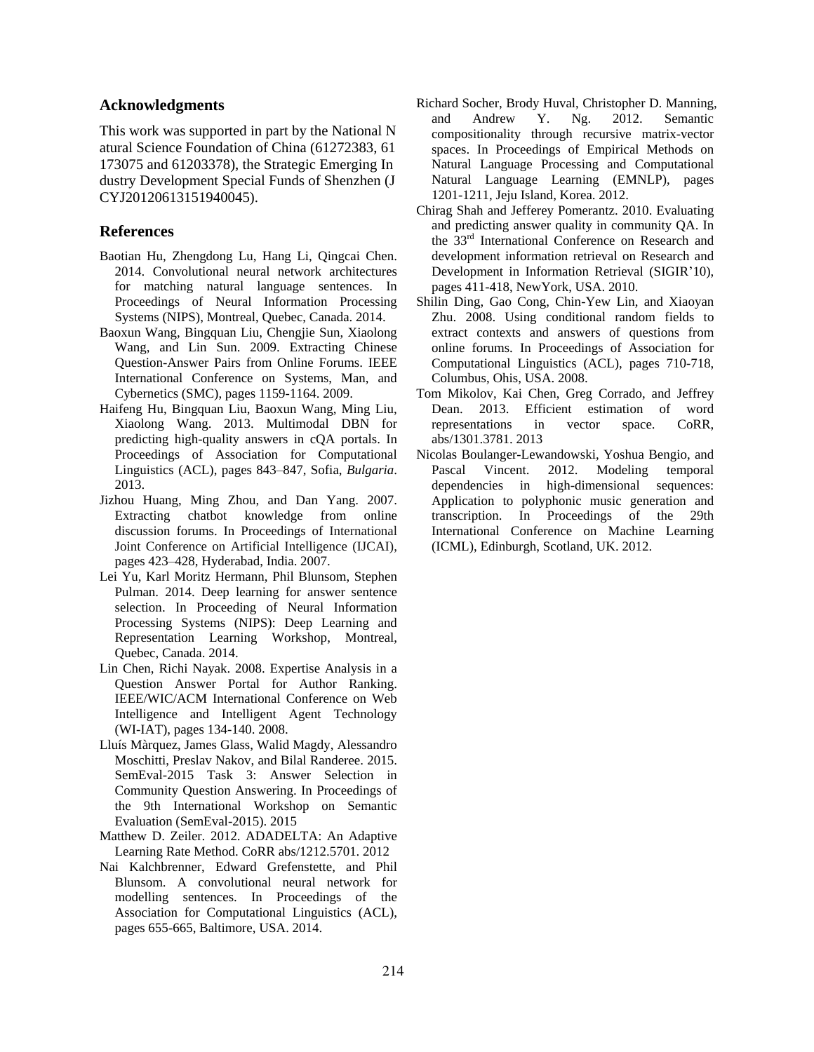## Acknowledgments

This work was supported in part by the National Natural Science Foundation of China (61272383, 61173075 and 61203378), the Strategic Emerging Industry Development Special Funds of Shenzhen (JCYJ20120613151940045).

## References

Baotian Hu, Zhengdong Lu, Hang Li, Qingcai Chen. 2014. Convolutional neural network architectures for matching natural language sentences. In Proceedings of Neural Information Processing Systems (NIPS), Montreal, Quebec, Canada. 2014.

Baoxun Wang, Bingquan Liu, Chengjie Sun, Xiaolong Wang, and Lin Sun. 2009. Extracting Chinese Question-Answer Pairs from Online Forums. IEEE International Conference on Systems, Man, and Cybernetics (SMC), pages 1159-1164. 2009.

Haifeng Hu, Bingquan Liu, Baoxun Wang, Ming Liu, Xiaolong Wang. 2013. Multimodal DBN for predicting high-quality answers in cQA portals. In Proceedings of Association for Computational Linguistics (ACL), pages 843–847, Sofia, *Bulgaria*. 2013.

Jizhou Huang, Ming Zhou, and Dan Yang. 2007. Extracting chatbot knowledge from online discussion forums. In Proceedings of International Joint Conference on Artificial Intelligence (IJCAI), pages 423–428, Hyderabad, India. 2007.

Lei Yu, Karl Moritz Hermann, Phil Blunsom, Stephen Pulman. 2014. Deep learning for answer sentence selection. In Proceeding of Neural Information Processing Systems (NIPS): Deep Learning and Representation Learning Workshop, Montreal, Quebec, Canada. 2014.

Lin Chen, Richi Nayak. 2008. Expertise Analysis in a Question Answer Portal for Author Ranking. IEEE/WIC/ACM International Conference on Web Intelligence and Intelligent Agent Technology (WI-IAT), pages 134-140. 2008.

Lluís Màrquez, James Glass, Walid Magdy, Alessandro Moschitti, Preslav Nakov, and Bilal Randeree. 2015. SemEval-2015 Task 3: Answer Selection in Community Question Answering. In Proceedings of the 9th International Workshop on Semantic Evaluation (SemEval-2015). 2015

Matthew D. Zeiler. 2012. ADADELTA: An Adaptive Learning Rate Method. CoRR abs/1212.5701. 2012

Nai Kalchbrenner, Edward Grefenstette, and Phil Blunsom. A convolutional neural network for modelling sentences. In Proceedings of the Association for Computational Linguistics (ACL), pages 655-665, Baltimore, USA. 2014.

Richard Socher, Brody Huval, Christopher D. Manning, and Andrew Y. Ng. 2012. Semantic compositionality through recursive matrix-vector spaces. In Proceedings of Empirical Methods on Natural Language Processing and Computational Natural Language Learning (EMNLP), pages 1201-1211, Jeju Island, Korea. 2012.

Chirag Shah and Jefferey Pomerantz. 2010. Evaluating and predicting answer quality in community QA. In the 33rd International Conference on Research and development information retrieval on Research and Development in Information Retrieval (SIGIR'10), pages 411-418, NewYork, USA. 2010.

Shilin Ding, Gao Cong, Chin-Yew Lin, and Xiaoyan Zhu. 2008. Using conditional random fields to extract contexts and answers of questions from online forums. In Proceedings of Association for Computational Linguistics (ACL), pages 710-718, Columbus, Ohis, USA. 2008.

Tom Mikolov, Kai Chen, Greg Corrado, and Jeffrey Dean. 2013. Efficient estimation of word representations in vector space. CoRR, abs/1301.3781. 2013

Nicolas Boulanger-Lewandowski, Yoshua Bengio, and Pascal Vincent. 2012. Modeling temporal dependencies in high-dimensional sequences: Application to polyphonic music generation and transcription. In Proceedings of the 29th International Conference on Machine Learning (ICML), Edinburgh, Scotland, UK. 2012.